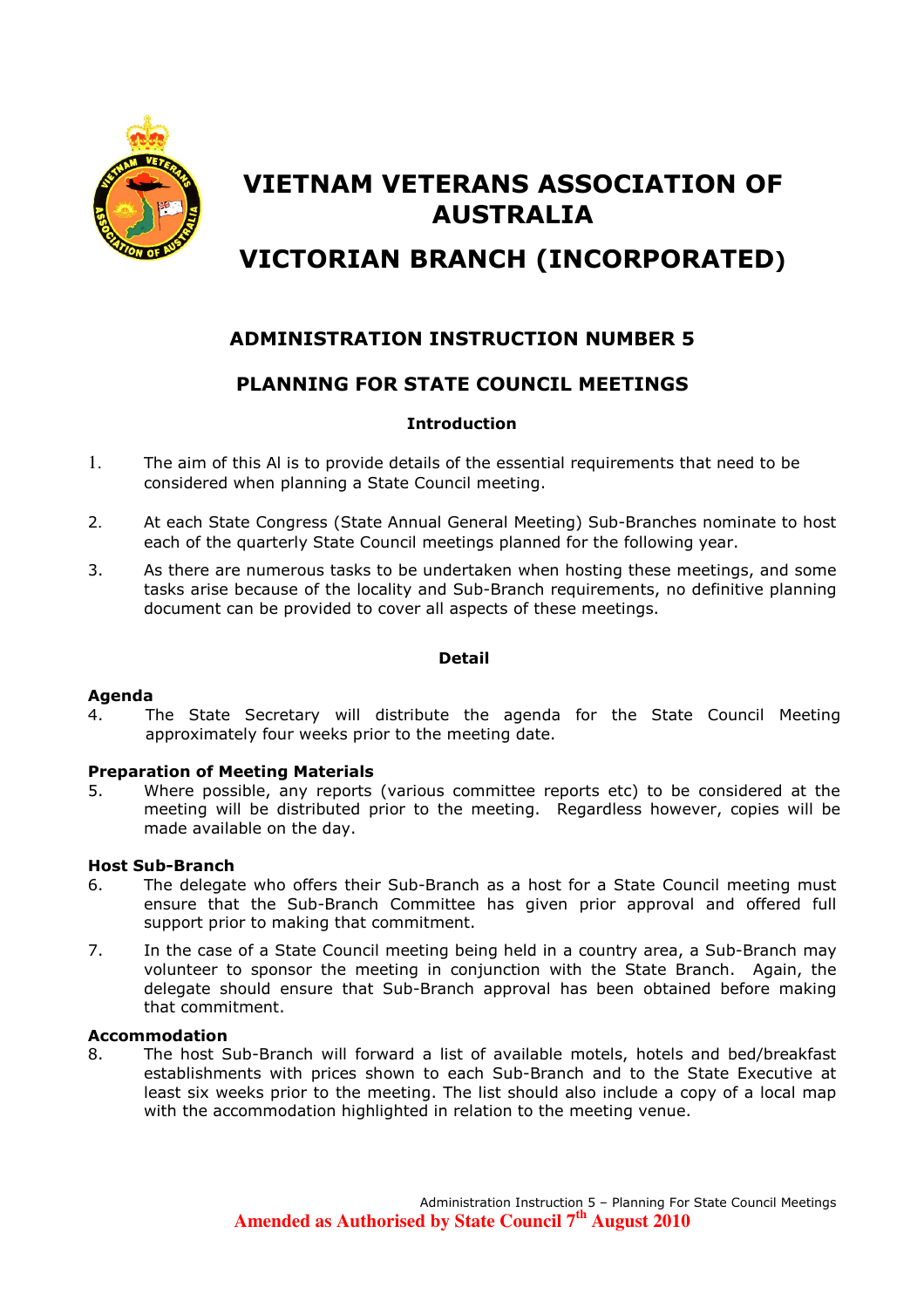# VIETNAM VETERANS ASSOCIATION OF AUSTRALIA

# VICTORIAN BRANCH (INCORPORATED)

## ADMINISTRATION INSTRUCTION NUMBER 5

## PLANNING FOR STATE COUNCIL MEETINGS

### Introduction

1. The aim of this AI is to provide details of the essential requirements that need to be considered when planning a State Council meeting.

2. At each State Congress (State Annual General Meeting) Sub-Branches nominate to host each of the quarterly State Council meetings planned for the following year.

3. As there are numerous tasks to be undertaken when hosting these meetings, and some tasks arise because of the locality and Sub-Branch requirements, no definitive planning document can be provided to cover all aspects of these meetings.

### Detail

**Agenda**

4. The State Secretary will distribute the agenda for the State Council Meeting approximately four weeks prior to the meeting date.

**Preparation of Meeting Materials**

5. Where possible, any reports (various committee reports etc) to be considered at the meeting will be distributed prior to the meeting. Regardless however, copies will be made available on the day.

**Host Sub-Branch**

6. The delegate who offers their Sub-Branch as a host for a State Council meeting must ensure that the Sub-Branch Committee has given prior approval and offered full support prior to making that commitment.

7. In the case of a State Council meeting being held in a country area, a Sub-Branch may volunteer to sponsor the meeting in conjunction with the State Branch. Again, the delegate should ensure that Sub-Branch approval has been obtained before making that commitment.

**Accommodation**

8. The host Sub-Branch will forward a list of available motels, hotels and bed/breakfast establishments with prices shown to each Sub-Branch and to the State Executive at least six weeks prior to the meeting. The list should also include a copy of a local map with the accommodation highlighted in relation to the meeting venue.

**Amended as Authorised by State Council 7th August 2010**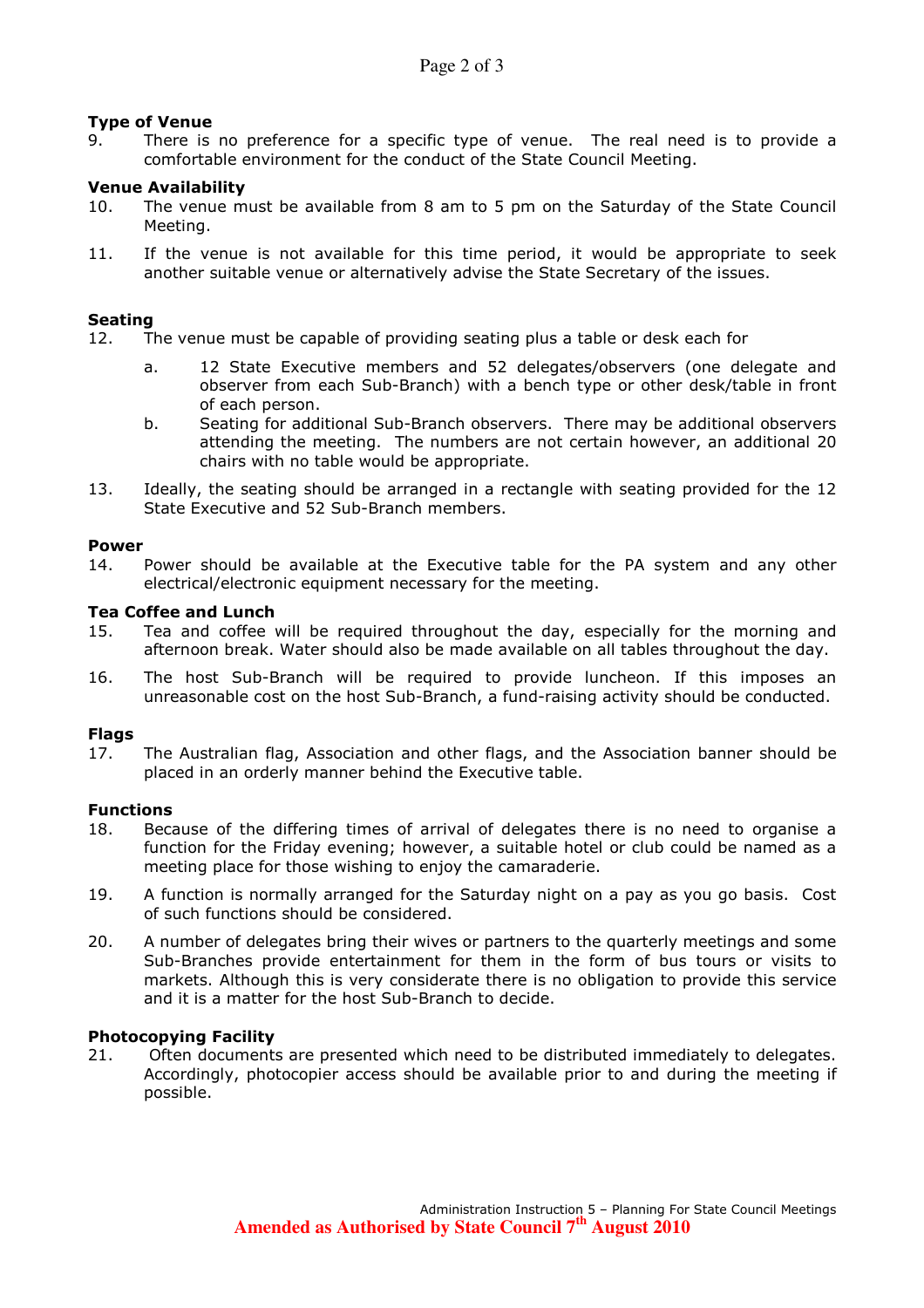**Type of Venue**

9. There is no preference for a specific type of venue. The real need is to provide a comfortable environment for the conduct of the State Council Meeting.

**Venue Availability**

10. The venue must be available from 8 am to 5 pm on the Saturday of the State Council Meeting.

11. If the venue is not available for this time period, it would be appropriate to seek another suitable venue or alternatively advise the State Secretary of the issues.

**Seating**

12. The venue must be capable of providing seating plus a table or desk each for

    a. 12 State Executive members and 52 delegates/observers (one delegate and observer from each Sub-Branch) with a bench type or other desk/table in front of each person.

    b. Seating for additional Sub-Branch observers. There may be additional observers attending the meeting. The numbers are not certain however, an additional 20 chairs with no table would be appropriate.

13. Ideally, the seating should be arranged in a rectangle with seating provided for the 12 State Executive and 52 Sub-Branch members.

**Power**

14. Power should be available at the Executive table for the PA system and any other electrical/electronic equipment necessary for the meeting.

**Tea Coffee and Lunch**

15. Tea and coffee will be required throughout the day, especially for the morning and afternoon break. Water should also be made available on all tables throughout the day.

16. The host Sub-Branch will be required to provide luncheon. If this imposes an unreasonable cost on the host Sub-Branch, a fund-raising activity should be conducted.

**Flags**

17. The Australian flag, Association and other flags, and the Association banner should be placed in an orderly manner behind the Executive table.

**Functions**

18. Because of the differing times of arrival of delegates there is no need to organise a function for the Friday evening; however, a suitable hotel or club could be named as a meeting place for those wishing to enjoy the camaraderie.

19. A function is normally arranged for the Saturday night on a pay as you go basis. Cost of such functions should be considered.

20. A number of delegates bring their wives or partners to the quarterly meetings and some Sub-Branches provide entertainment for them in the form of bus tours or visits to markets. Although this is very considerate there is no obligation to provide this service and it is a matter for the host Sub-Branch to decide.

**Photocopying Facility**

21. Often documents are presented which need to be distributed immediately to delegates. Accordingly, photocopier access should be available prior to and during the meeting if possible.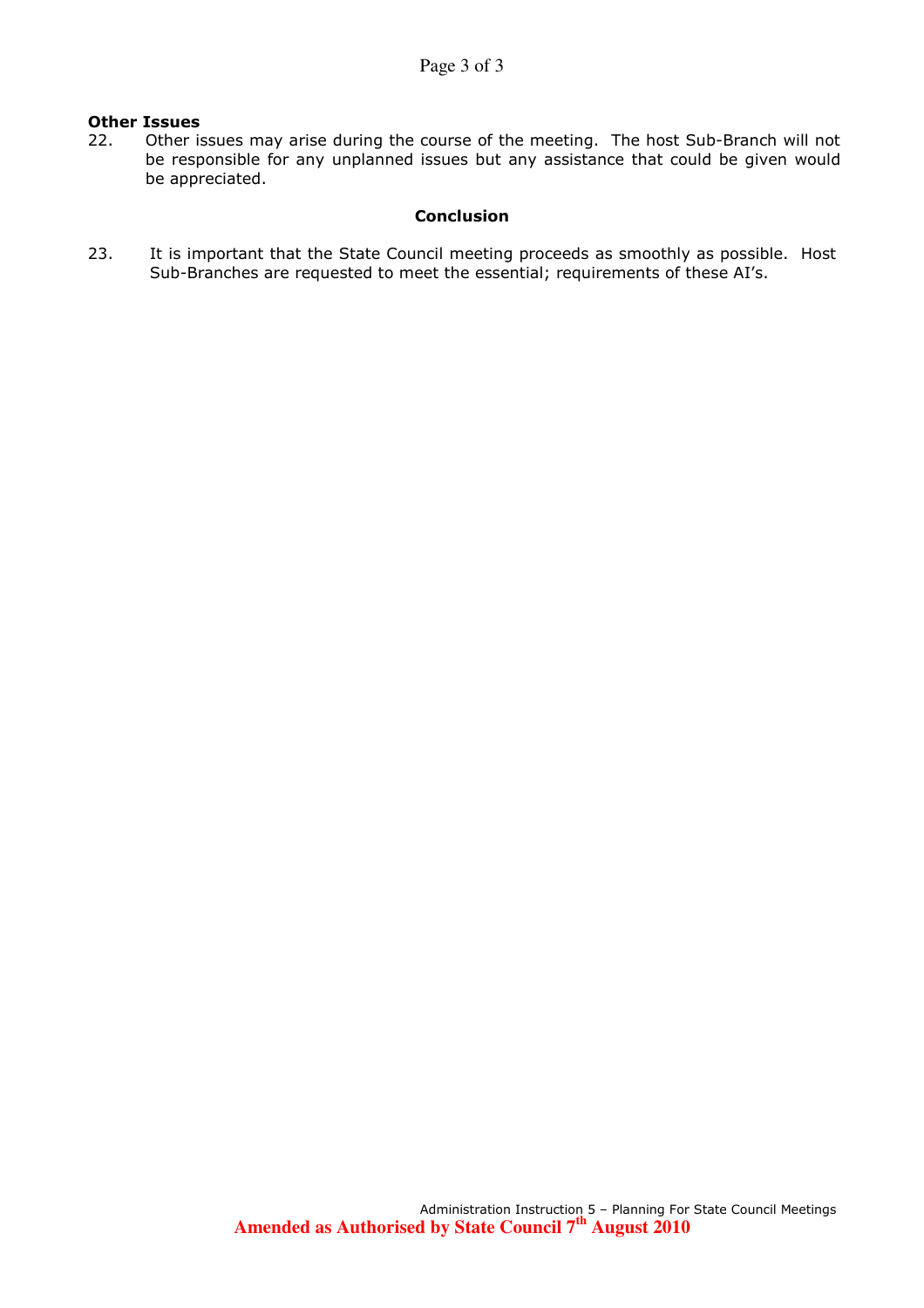**Other Issues**

22. Other issues may arise during the course of the meeting. The host Sub-Branch will not be responsible for any unplanned issues but any assistance that could be given would be appreciated.

**Conclusion**

23. It is important that the State Council meeting proceeds as smoothly as possible. Host Sub-Branches are requested to meet the essential; requirements of these AI's.